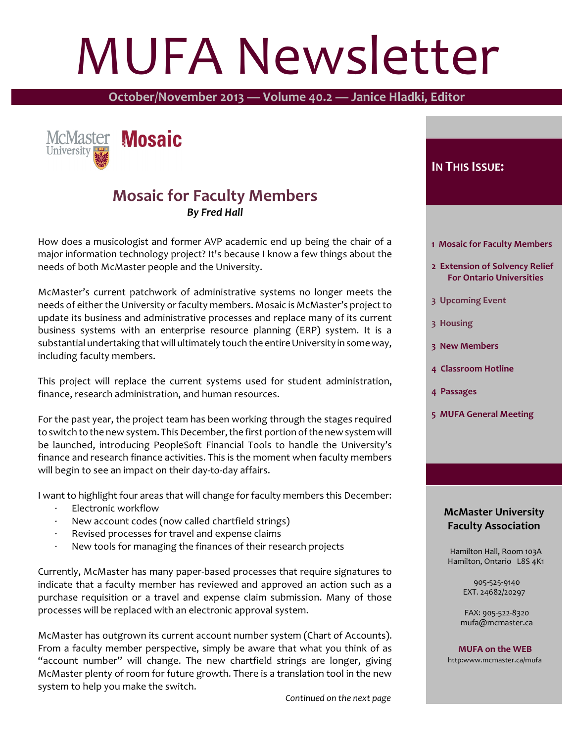# MUFA Newsletter

**October/November 2013 — Volume 40.2 — Janice Hladki, Editor**

McMaster University **Mosaic**

## Mosaic for Faculty Members

***By Fred Hall***

How does a musicologist and former AVP academic end up being the chair of a major information technology project? It's because I know a few things about the needs of both McMaster people and the University.

McMaster's current patchwork of administrative systems no longer meets the needs of either the University or faculty members. Mosaic is McMaster's project to update its business and administrative processes and replace many of its current business systems with an enterprise resource planning (ERP) system. It is a substantial undertaking that will ultimately touch the entire University in some way, including faculty members.

This project will replace the current systems used for student administration, finance, research administration, and human resources.

For the past year, the project team has been working through the stages required to switch to the new system. This December, the first portion of the new system will be launched, introducing PeopleSoft Financial Tools to handle the University's finance and research finance activities. This is the moment when faculty members will begin to see an impact on their day-to-day affairs.

I want to highlight four areas that will change for faculty members this December:

- Electronic workflow
- New account codes (now called chartfield strings)
- Revised processes for travel and expense claims
- New tools for managing the finances of their research projects

Currently, McMaster has many paper-based processes that require signatures to indicate that a faculty member has reviewed and approved an action such as a purchase requisition or a travel and expense claim submission. Many of those processes will be replaced with an electronic approval system.

McMaster has outgrown its current account number system (Chart of Accounts). From a faculty member perspective, simply be aware that what you think of as "account number" will change. The new chartfield strings are longer, giving McMaster plenty of room for future growth. There is a translation tool in the new system to help you make the switch.

*Continued on the next page*

### In This Issue:

- 1 Mosaic for Faculty Members
- 2 Extension of Solvency Relief For Ontario Universities
- 3 Upcoming Event
- 3 Housing
- 3 New Members
- 4 Classroom Hotline
- 4 Passages
- 5 MUFA General Meeting

### McMaster University Faculty Association

Hamilton Hall, Room 103A
Hamilton, Ontario L8S 4K1

905-525-9140
EXT. 24682/20297

FAX: 905-522-8320
mufa@mcmaster.ca

**MUFA on the WEB**
http:www.mcmaster.ca/mufa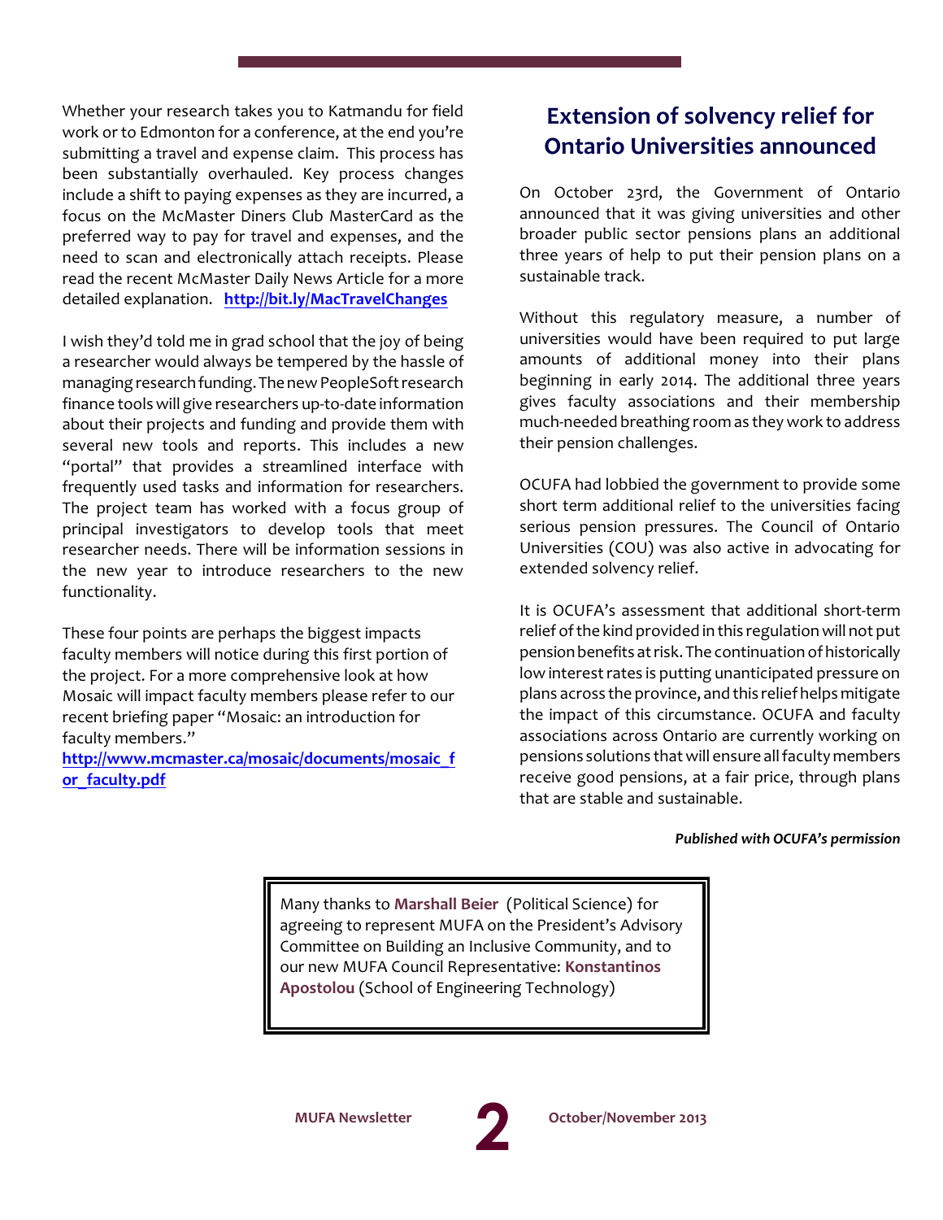Whether your research takes you to Katmandu for field work or to Edmonton for a conference, at the end you're submitting a travel and expense claim. This process has been substantially overhauled. Key process changes include a shift to paying expenses as they are incurred, a focus on the McMaster Diners Club MasterCard as the preferred way to pay for travel and expenses, and the need to scan and electronically attach receipts. Please read the recent McMaster Daily News Article for a more detailed explanation. **http://bit.ly/MacTravelChanges**

I wish they'd told me in grad school that the joy of being a researcher would always be tempered by the hassle of managing research funding. The new PeopleSoft research finance tools will give researchers up-to-date information about their projects and funding and provide them with several new tools and reports. This includes a new "portal" that provides a streamlined interface with frequently used tasks and information for researchers. The project team has worked with a focus group of principal investigators to develop tools that meet researcher needs. There will be information sessions in the new year to introduce researchers to the new functionality.

These four points are perhaps the biggest impacts faculty members will notice during this first portion of the project. For a more comprehensive look at how Mosaic will impact faculty members please refer to our recent briefing paper "Mosaic: an introduction for faculty members."
**http://www.mcmaster.ca/mosaic/documents/mosaic_for_faculty.pdf**

## Extension of solvency relief for Ontario Universities announced

On October 23rd, the Government of Ontario announced that it was giving universities and other broader public sector pensions plans an additional three years of help to put their pension plans on a sustainable track.

Without this regulatory measure, a number of universities would have been required to put large amounts of additional money into their plans beginning in early 2014. The additional three years gives faculty associations and their membership much-needed breathing room as they work to address their pension challenges.

OCUFA had lobbied the government to provide some short term additional relief to the universities facing serious pension pressures. The Council of Ontario Universities (COU) was also active in advocating for extended solvency relief.

It is OCUFA's assessment that additional short-term relief of the kind provided in this regulation will not put pension benefits at risk. The continuation of historically low interest rates is putting unanticipated pressure on plans across the province, and this relief helps mitigate the impact of this circumstance. OCUFA and faculty associations across Ontario are currently working on pensions solutions that will ensure all faculty members receive good pensions, at a fair price, through plans that are stable and sustainable.

***Published with OCUFA's permission***

Many thanks to **Marshall Beier** (Political Science) for agreeing to represent MUFA on the President's Advisory Committee on Building an Inclusive Community, and to our new MUFA Council Representative: **Konstantinos Apostolou** (School of Engineering Technology)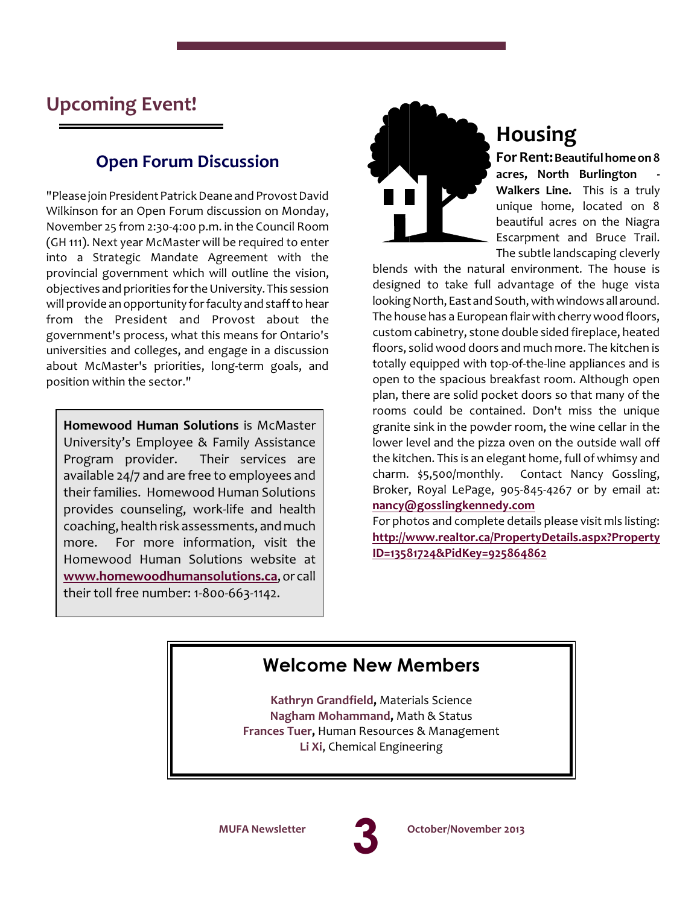## Upcoming Event!

### Open Forum Discussion

"Please join President Patrick Deane and Provost David Wilkinson for an Open Forum discussion on Monday, November 25 from 2:30-4:00 p.m. in the Council Room (GH 111). Next year McMaster will be required to enter into a Strategic Mandate Agreement with the provincial government which will outline the vision, objectives and priorities for the University. This session will provide an opportunity for faculty and staff to hear from the President and Provost about the government's process, what this means for Ontario's universities and colleges, and engage in a discussion about McMaster's priorities, long-term goals, and position within the sector."

**Homewood Human Solutions** is McMaster University's Employee & Family Assistance Program provider. Their services are available 24/7 and are free to employees and their families. Homewood Human Solutions provides counseling, work-life and health coaching, health risk assessments, and much more. For more information, visit the Homewood Human Solutions website at **www.homewoodhumansolutions.ca**, or call their toll free number: 1-800-663-1142.

## Housing

**For Rent: Beautiful home on 8 acres, North Burlington - Walkers Line.** This is a truly unique home, located on 8 beautiful acres on the Niagra Escarpment and Bruce Trail. The subtle landscaping cleverly blends with the natural environment. The house is designed to take full advantage of the huge vista looking North, East and South, with windows all around. The house has a European flair with cherry wood floors, custom cabinetry, stone double sided fireplace, heated floors, solid wood doors and much more. The kitchen is totally equipped with top-of-the-line appliances and is open to the spacious breakfast room. Although open plan, there are solid pocket doors so that many of the rooms could be contained. Don't miss the unique granite sink in the powder room, the wine cellar in the lower level and the pizza oven on the outside wall off the kitchen. This is an elegant home, full of whimsy and charm. $5,500/monthly. Contact Nancy Gossling, Broker, Royal LePage, 905-845-4267 or by email at: **nancy@gosslingkennedy.com**

For photos and complete details please visit mls listing: **http://www.realtor.ca/PropertyDetails.aspx?PropertyID=13581724&PidKey=925864862**

## Welcome New Members

**Kathryn Grandfield,** Materials Science
**Nagham Mohammand,** Math & Status
**Frances Tuer,** Human Resources & Management
**Li Xi**, Chemical Engineering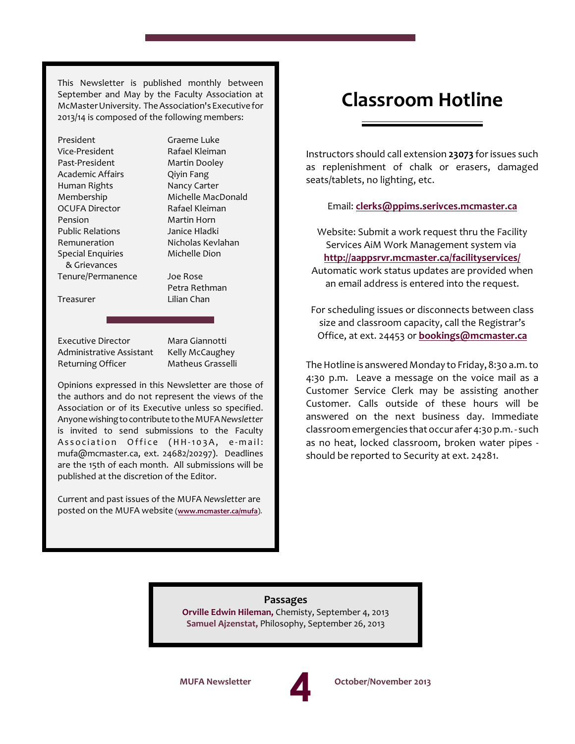This Newsletter is published monthly between September and May by the Faculty Association at McMaster University. The Association's Executive for 2013/14 is composed of the following members:

| | |
|---|---|
| President | Graeme Luke |
| Vice-President | Rafael Kleiman |
| Past-President | Martin Dooley |
| Academic Affairs | Qiyin Fang |
| Human Rights | Nancy Carter |
| Membership | Michelle MacDonald |
| OCUFA Director | Rafael Kleiman |
| Pension | Martin Horn |
| Public Relations | Janice Hladki |
| Remuneration | Nicholas Kevlahan |
| Special Enquiries & Grievances | Michelle Dion |
| Tenure/Permanence | Joe Rose |
| | Petra Rethman |
| Treasurer | Lilian Chan |

| | |
|---|---|
| Executive Director | Mara Giannotti |
| Administrative Assistant | Kelly McCaughey |
| Returning Officer | Matheus Grasselli |

Opinions expressed in this Newsletter are those of the authors and do not represent the views of the Association or of its Executive unless so specified. Anyone wishing to contribute to the MUFA *Newsletter* is invited to send submissions to the Faculty Association Office (HH-103A, e-mail: mufa@mcmaster.ca, ext. 24682/20297). Deadlines are the 15th of each month. All submissions will be published at the discretion of the Editor.

Current and past issues of the MUFA *Newsletter* are posted on the MUFA website (**www.mcmaster.ca/mufa**).

# Classroom Hotline

Instructors should call extension **23073** for issues such as replenishment of chalk or erasers, damaged seats/tablets, no lighting, etc.

Email: **clerks@ppims.serivces.mcmaster.ca**

Website: Submit a work request thru the Facility Services AiM Work Management system via **http://aappsrvr.mcmaster.ca/facilityservices/** Automatic work status updates are provided when an email address is entered into the request.

For scheduling issues or disconnects between class size and classroom capacity, call the Registrar's Office, at ext. 24453 or **bookings@mcmaster.ca**

The Hotline is answered Monday to Friday, 8:30 a.m. to 4:30 p.m. Leave a message on the voice mail as a Customer Service Clerk may be assisting another Customer. Calls outside of these hours will be answered on the next business day. Immediate classroom emergencies that occur afer 4:30 p.m. - such as no heat, locked classroom, broken water pipes - should be reported to Security at ext. 24281.

**Passages**

**Orville Edwin Hileman,** Chemisty, September 4, 2013
**Samuel Ajzenstat,** Philosophy, September 26, 2013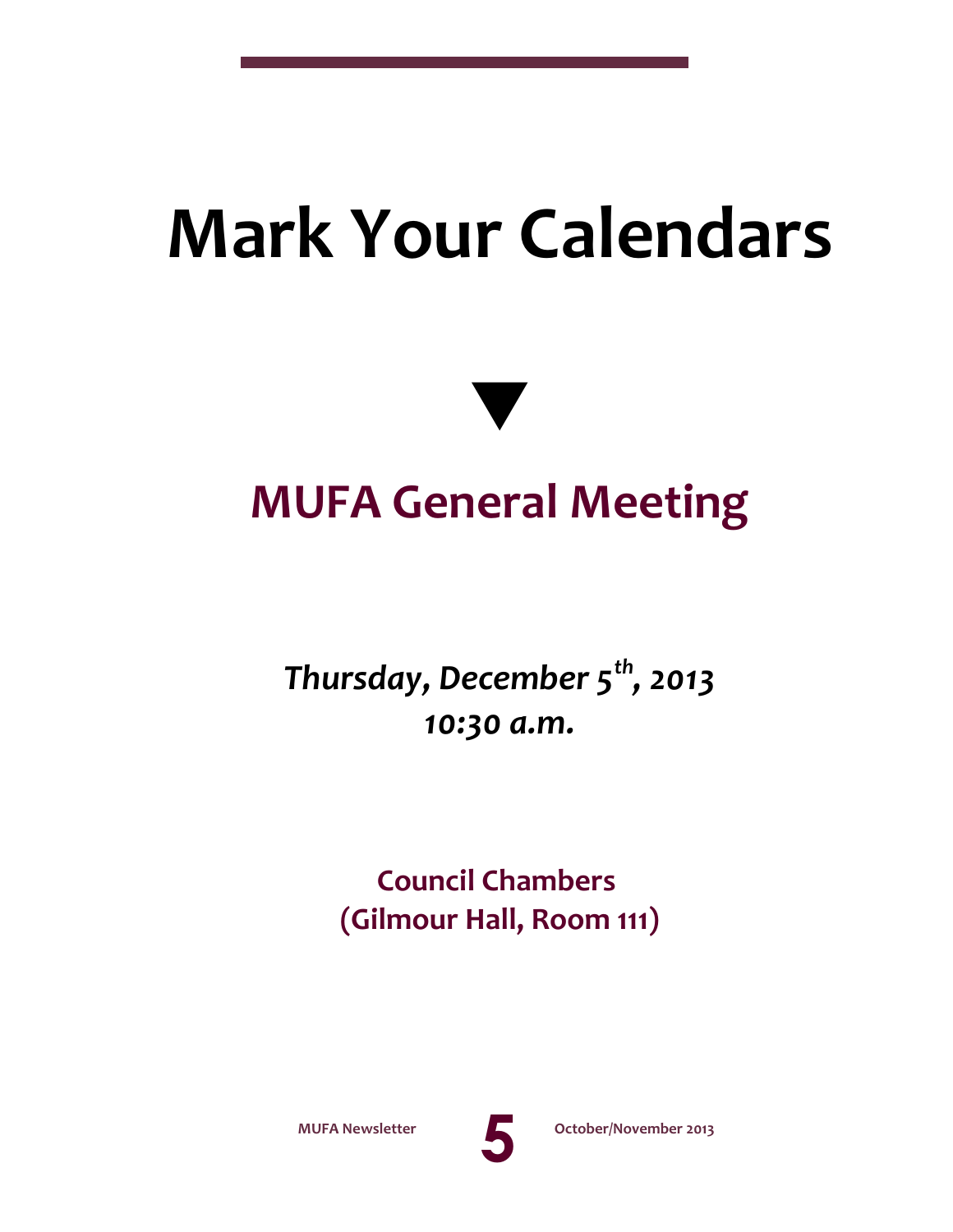# Mark Your Calendars

▼

## MUFA General Meeting

***Thursday, December 5th, 2013***
***10:30 a.m.***

**Council Chambers**
**(Gilmour Hall, Room 111)**